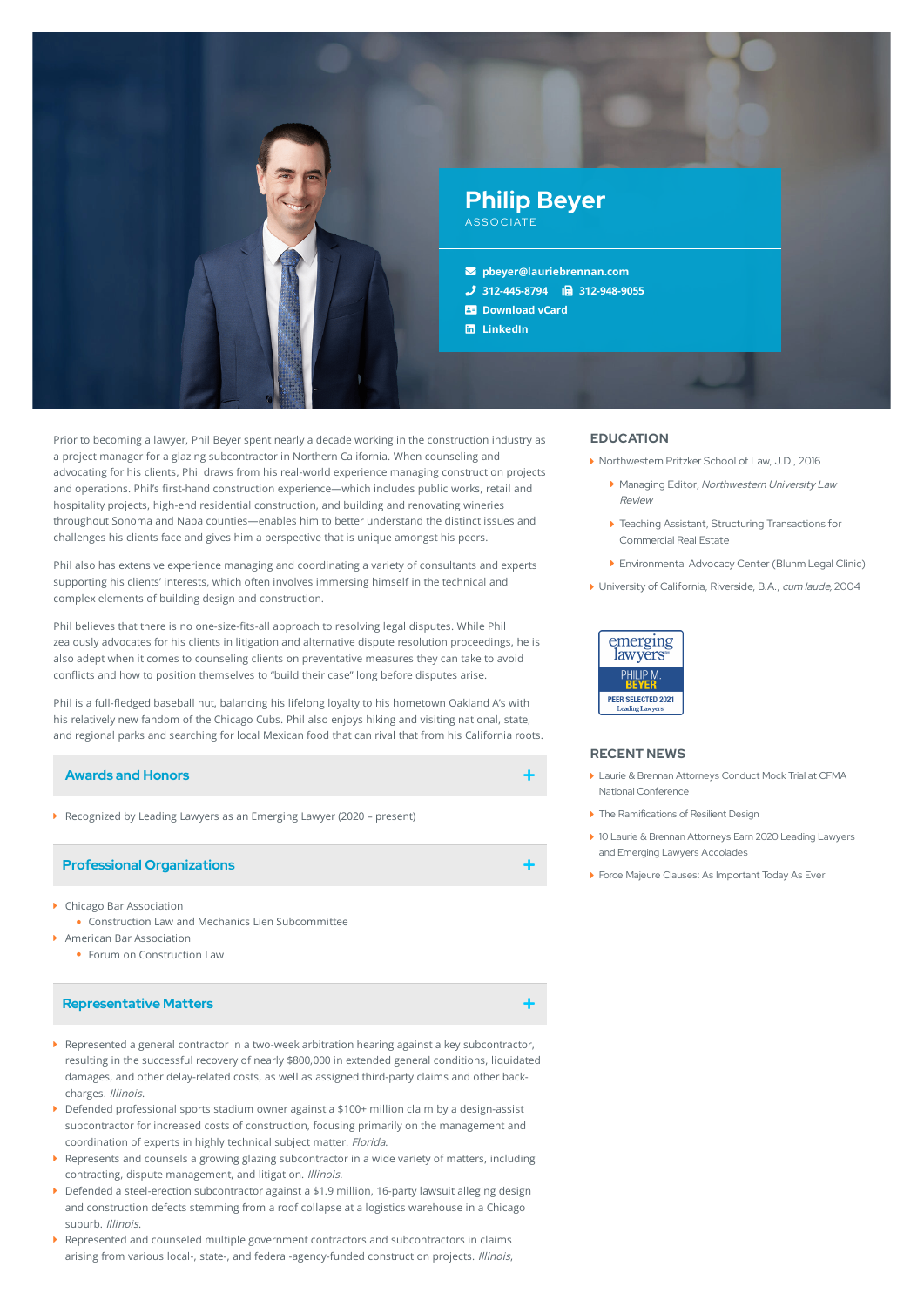# Philip Beyer

ASSOCIATE

pbeyer@lauriebrennan.com

312-445-8794 312-948-9055

Download vCard

LinkedIn

Prior to becoming a lawyer, Phil Beyer spent nearly a decade working in the construction industry as a project manager for a glazing subcontractor in Northern California. When counseling and advocating for his clients, Phil draws from his real-world experience managing construction projects and operations. Phil's first-hand construction experience—which includes public works, retail and hospitality projects, high-end residential construction, and building and renovating wineries throughout Sonoma and Napa counties—enables him to better understand the distinct issues and challenges his clients face and gives him a perspective that is unique amongst his peers.

Phil also has extensive experience managing and coordinating a variety of consultants and experts supporting his clients' interests, which often involves immersing himself in the technical and complex elements of building design and construction.

Phil believes that there is no one-size-fits-all approach to resolving legal disputes. While Phil zealously advocates for his clients in litigation and alternative dispute resolution proceedings, he is also adept when it comes to counseling clients on preventative measures they can take to avoid conflicts and how to position themselves to "build their case" long before disputes arise.

Phil is a full-fledged baseball nut, balancing his lifelong loyalty to his hometown Oakland A's with his relatively new fandom of the Chicago Cubs. Phil also enjoys hiking and visiting national, state, and regional parks and searching for local Mexican food that can rival that from his California roots.

## Awards and Honors

- Recognized by Leading Lawyers as an Emerging Lawyer (2020 – present)

## Professional Organizations

- Chicago Bar Association
  - Construction Law and Mechanics Lien Subcommittee
- American Bar Association
  - Forum on Construction Law

## Representative Matters

- Represented a general contractor in a two-week arbitration hearing against a key subcontractor, resulting in the successful recovery of nearly $800,000 in extended general conditions, liquidated damages, and other delay-related costs, as well as assigned third-party claims and other back-charges. *Illinois.*
- Defended professional sports stadium owner against a $100+ million claim by a design-assist subcontractor for increased costs of construction, focusing primarily on the management and coordination of experts in highly technical subject matter. *Florida.*
- Represents and counsels a growing glazing subcontractor in a wide variety of matters, including contracting, dispute management, and litigation. *Illinois.*
- Defended a steel-erection subcontractor against a $1.9 million, 16-party lawsuit alleging design and construction defects stemming from a roof collapse at a logistics warehouse in a Chicago suburb. *Illinois.*
- Represented and counseled multiple government contractors and subcontractors in claims arising from various local-, state-, and federal-agency-funded construction projects. *Illinois,*

## EDUCATION

- Northwestern Pritzker School of Law, J.D., 2016
  - Managing Editor, *Northwestern University Law Review*
  - Teaching Assistant, Structuring Transactions for Commercial Real Estate
  - Environmental Advocacy Center (Bluhm Legal Clinic)
- University of California, Riverside, B.A., *cum laude*, 2004

emerging lawyers
PHILIP M. BEYER
PEER SELECTED 2021
Leading Lawyers

## RECENT NEWS

- Laurie & Brennan Attorneys Conduct Mock Trial at CFMA National Conference
- The Ramifications of Resilient Design
- 10 Laurie & Brennan Attorneys Earn 2020 Leading Lawyers and Emerging Lawyers Accolades
- Force Majeure Clauses: As Important Today As Ever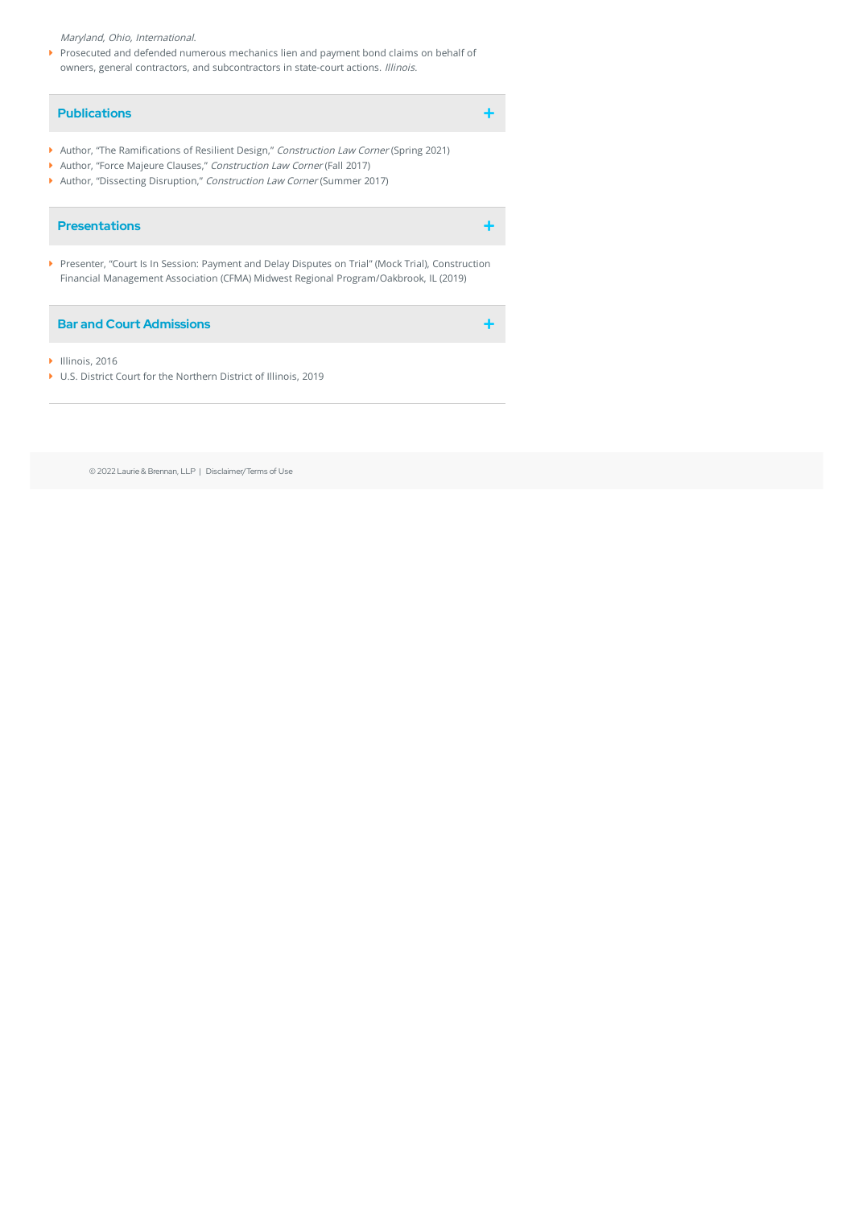*Maryland, Ohio, International.*

- Prosecuted and defended numerous mechanics lien and payment bond claims on behalf of owners, general contractors, and subcontractors in state-court actions. *Illinois.*

## Publications

- Author, "The Ramifications of Resilient Design," *Construction Law Corner* (Spring 2021)
- Author, "Force Majeure Clauses," *Construction Law Corner* (Fall 2017)
- Author, "Dissecting Disruption," *Construction Law Corner* (Summer 2017)

## Presentations

- Presenter, "Court Is In Session: Payment and Delay Disputes on Trial" (Mock Trial), Construction Financial Management Association (CFMA) Midwest Regional Program/Oakbrook, IL (2019)

## Bar and Court Admissions

- Illinois, 2016
- U.S. District Court for the Northern District of Illinois, 2019

© 2022 Laurie & Brennan, LLP | Disclaimer/Terms of Use